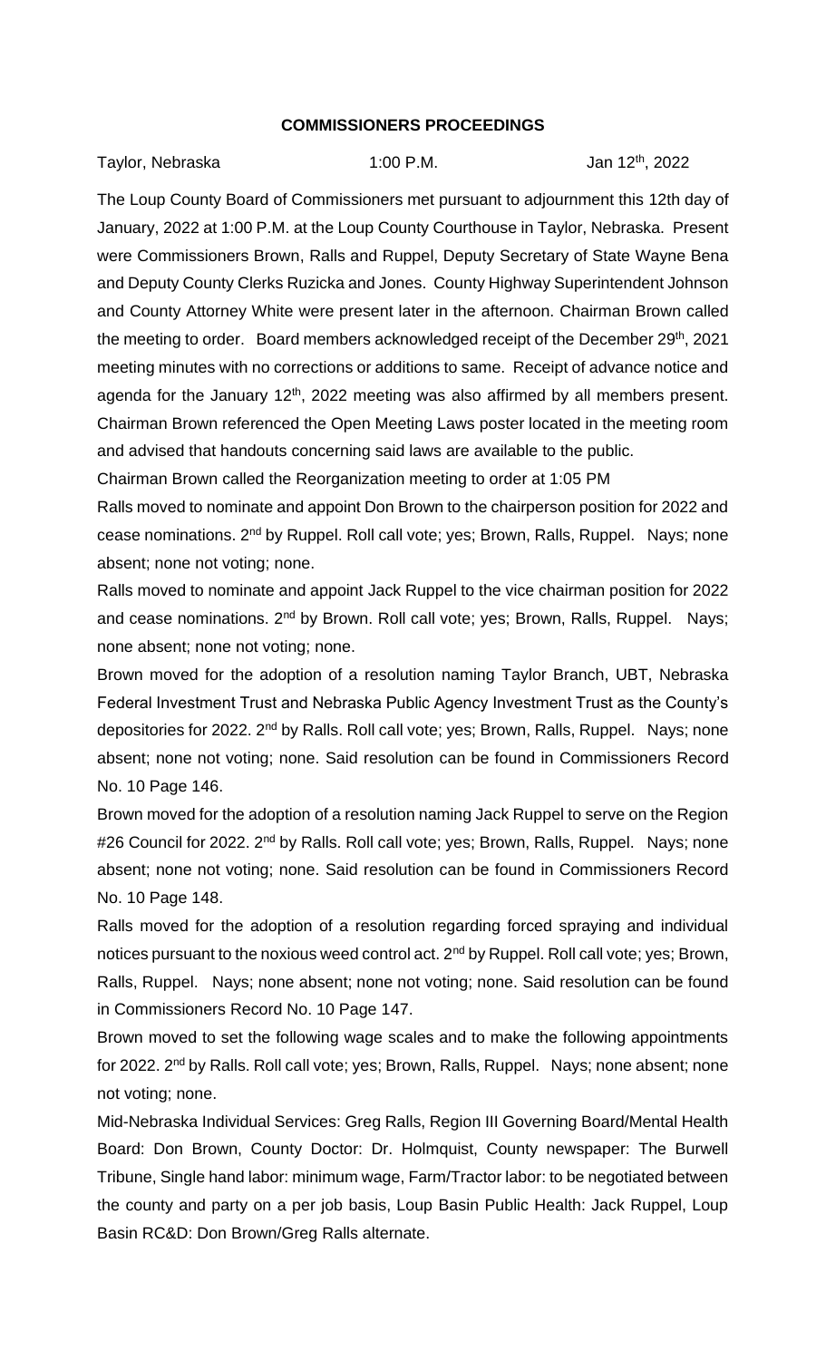# COMMISSIONERS PROCEEDINGS

Taylor, Nebraska 1:00 P.M. Jan 12th, 2022

The Loup County Board of Commissioners met pursuant to adjournment this 12th day of January, 2022 at 1:00 P.M. at the Loup County Courthouse in Taylor, Nebraska. Present were Commissioners Brown, Ralls and Ruppel, Deputy Secretary of State Wayne Bena and Deputy County Clerks Ruzicka and Jones. County Highway Superintendent Johnson and County Attorney White were present later in the afternoon. Chairman Brown called the meeting to order. Board members acknowledged receipt of the December 29th, 2021 meeting minutes with no corrections or additions to same. Receipt of advance notice and agenda for the January 12th, 2022 meeting was also affirmed by all members present. Chairman Brown referenced the Open Meeting Laws poster located in the meeting room and advised that handouts concerning said laws are available to the public.

Chairman Brown called the Reorganization meeting to order at 1:05 PM

Ralls moved to nominate and appoint Don Brown to the chairperson position for 2022 and cease nominations. 2nd by Ruppel. Roll call vote; yes; Brown, Ralls, Ruppel. Nays; none absent; none not voting; none.

Ralls moved to nominate and appoint Jack Ruppel to the vice chairman position for 2022 and cease nominations. 2nd by Brown. Roll call vote; yes; Brown, Ralls, Ruppel. Nays; none absent; none not voting; none.

Brown moved for the adoption of a resolution naming Taylor Branch, UBT, Nebraska Federal Investment Trust and Nebraska Public Agency Investment Trust as the County's depositories for 2022. 2nd by Ralls. Roll call vote; yes; Brown, Ralls, Ruppel. Nays; none absent; none not voting; none. Said resolution can be found in Commissioners Record No. 10 Page 146.

Brown moved for the adoption of a resolution naming Jack Ruppel to serve on the Region #26 Council for 2022. 2nd by Ralls. Roll call vote; yes; Brown, Ralls, Ruppel. Nays; none absent; none not voting; none. Said resolution can be found in Commissioners Record No. 10 Page 148.

Ralls moved for the adoption of a resolution regarding forced spraying and individual notices pursuant to the noxious weed control act. 2nd by Ruppel. Roll call vote; yes; Brown, Ralls, Ruppel. Nays; none absent; none not voting; none. Said resolution can be found in Commissioners Record No. 10 Page 147.

Brown moved to set the following wage scales and to make the following appointments for 2022. 2nd by Ralls. Roll call vote; yes; Brown, Ralls, Ruppel. Nays; none absent; none not voting; none.

Mid-Nebraska Individual Services: Greg Ralls, Region III Governing Board/Mental Health Board: Don Brown, County Doctor: Dr. Holmquist, County newspaper: The Burwell Tribune, Single hand labor: minimum wage, Farm/Tractor labor: to be negotiated between the county and party on a per job basis, Loup Basin Public Health: Jack Ruppel, Loup Basin RC&D: Don Brown/Greg Ralls alternate.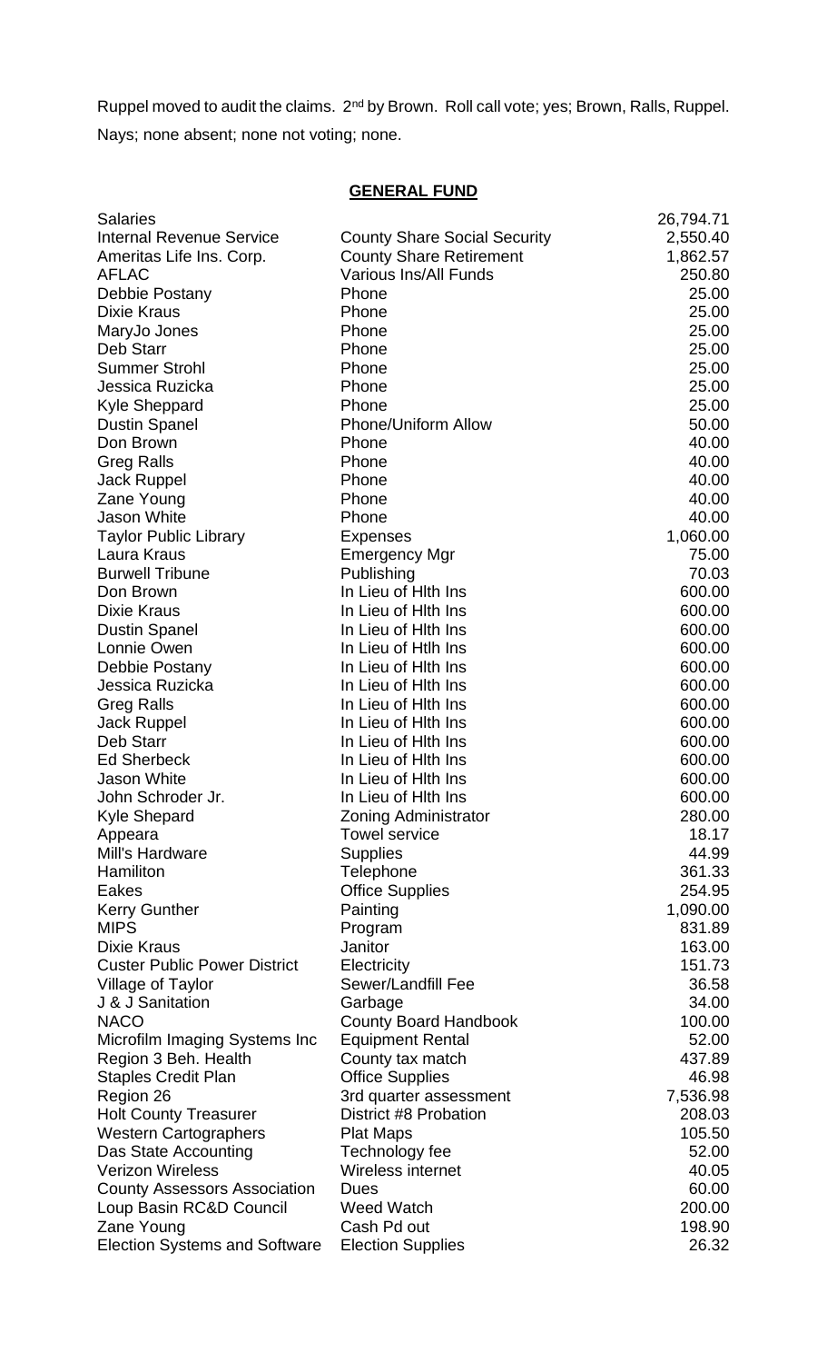Ruppel moved to audit the claims. 2nd by Brown. Roll call vote; yes; Brown, Ralls, Ruppel. Nays; none absent; none not voting; none.

## **GENERAL FUND**

| | | |
|---|---|---|
| Salaries | | 26,794.71 |
| Internal Revenue Service | County Share Social Security | 2,550.40 |
| Ameritas Life Ins. Corp. | County Share Retirement | 1,862.57 |
| AFLAC | Various Ins/All Funds | 250.80 |
| Debbie Postany | Phone | 25.00 |
| Dixie Kraus | Phone | 25.00 |
| MaryJo Jones | Phone | 25.00 |
| Deb Starr | Phone | 25.00 |
| Summer Strohl | Phone | 25.00 |
| Jessica Ruzicka | Phone | 25.00 |
| Kyle Sheppard | Phone | 25.00 |
| Dustin Spanel | Phone/Uniform Allow | 50.00 |
| Don Brown | Phone | 40.00 |
| Greg Ralls | Phone | 40.00 |
| Jack Ruppel | Phone | 40.00 |
| Zane Young | Phone | 40.00 |
| Jason White | Phone | 40.00 |
| Taylor Public Library | Expenses | 1,060.00 |
| Laura Kraus | Emergency Mgr | 75.00 |
| Burwell Tribune | Publishing | 70.03 |
| Don Brown | In Lieu of Hlth Ins | 600.00 |
| Dixie Kraus | In Lieu of Hlth Ins | 600.00 |
| Dustin Spanel | In Lieu of Hlth Ins | 600.00 |
| Lonnie Owen | In Lieu of Htlh Ins | 600.00 |
| Debbie Postany | In Lieu of Hlth Ins | 600.00 |
| Jessica Ruzicka | In Lieu of Hlth Ins | 600.00 |
| Greg Ralls | In Lieu of Hlth Ins | 600.00 |
| Jack Ruppel | In Lieu of Hlth Ins | 600.00 |
| Deb Starr | In Lieu of Hlth Ins | 600.00 |
| Ed Sherbeck | In Lieu of Hlth Ins | 600.00 |
| Jason White | In Lieu of Hlth Ins | 600.00 |
| John Schroder Jr. | In Lieu of Hlth Ins | 600.00 |
| Kyle Shepard | Zoning Administrator | 280.00 |
| Appeara | Towel service | 18.17 |
| Mill's Hardware | Supplies | 44.99 |
| Hamiliton | Telephone | 361.33 |
| Eakes | Office Supplies | 254.95 |
| Kerry Gunther | Painting | 1,090.00 |
| MIPS | Program | 831.89 |
| Dixie Kraus | Janitor | 163.00 |
| Custer Public Power District | Electricity | 151.73 |
| Village of Taylor | Sewer/Landfill Fee | 36.58 |
| J & J Sanitation | Garbage | 34.00 |
| NACO | County Board Handbook | 100.00 |
| Microfilm Imaging Systems Inc | Equipment Rental | 52.00 |
| Region 3 Beh. Health | County tax match | 437.89 |
| Staples Credit Plan | Office Supplies | 46.98 |
| Region 26 | 3rd quarter assessment | 7,536.98 |
| Holt County Treasurer | District #8 Probation | 208.03 |
| Western Cartographers | Plat Maps | 105.50 |
| Das State Accounting | Technology fee | 52.00 |
| Verizon Wireless | Wireless internet | 40.05 |
| County Assessors Association | Dues | 60.00 |
| Loup Basin RC&D Council | Weed Watch | 200.00 |
| Zane Young | Cash Pd out | 198.90 |
| Election Systems and Software | Election Supplies | 26.32 |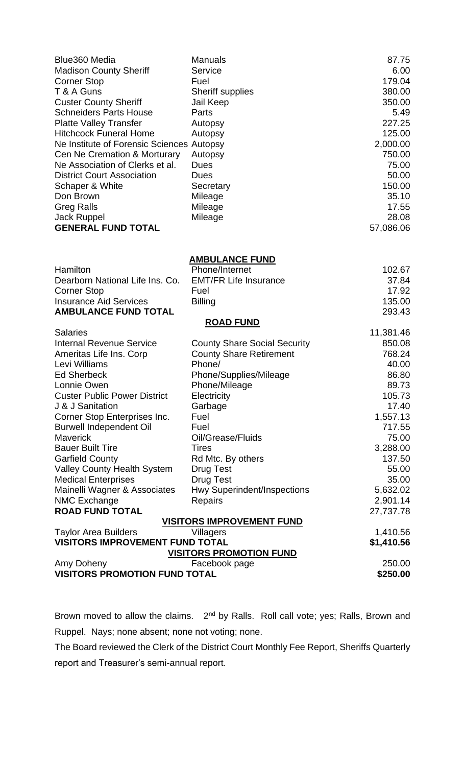| | | |
|---|---|---|
| Blue360 Media | Manuals | 87.75 |
| Madison County Sheriff | Service | 6.00 |
| Corner Stop | Fuel | 179.04 |
| T & A Guns | Sheriff supplies | 380.00 |
| Custer County Sheriff | Jail Keep | 350.00 |
| Schneiders Parts House | Parts | 5.49 |
| Platte Valley Transfer | Autopsy | 227.25 |
| Hitchcock Funeral Home | Autopsy | 125.00 |
| Ne Institute of Forensic Sciences | Autopsy | 2,000.00 |
| Cen Ne Cremation & Morturary | Autopsy | 750.00 |
| Ne Association of Clerks et al. | Dues | 75.00 |
| District Court Association | Dues | 50.00 |
| Schaper & White | Secretary | 150.00 |
| Don Brown | Mileage | 35.10 |
| Greg Ralls | Mileage | 17.55 |
| Jack Ruppel | Mileage | 28.08 |
| **GENERAL FUND TOTAL** | | 57,086.06 |

**AMBULANCE FUND**

| | | |
|---|---|---|
| Hamilton | Phone/Internet | 102.67 |
| Dearborn National Life Ins. Co. | EMT/FR Life Insurance | 37.84 |
| Corner Stop | Fuel | 17.92 |
| Insurance Aid Services | Billing | 135.00 |
| **AMBULANCE FUND TOTAL** | | 293.43 |

**ROAD FUND**

| | | |
|---|---|---|
| Salaries | | 11,381.46 |
| Internal Revenue Service | County Share Social Security | 850.08 |
| Ameritas Life Ins. Corp | County Share Retirement | 768.24 |
| Levi Williams | Phone/ | 40.00 |
| Ed Sherbeck | Phone/Supplies/Mileage | 86.80 |
| Lonnie Owen | Phone/Mileage | 89.73 |
| Custer Public Power District | Electricity | 105.73 |
| J & J Sanitation | Garbage | 17.40 |
| Corner Stop Enterprises Inc. | Fuel | 1,557.13 |
| Burwell Independent Oil | Fuel | 717.55 |
| Maverick | Oil/Grease/Fluids | 75.00 |
| Bauer Built Tire | Tires | 3,288.00 |
| Garfield County | Rd Mtc. By others | 137.50 |
| Valley County Health System | Drug Test | 55.00 |
| Medical Enterprises | Drug Test | 35.00 |
| Mainelli Wagner & Associates | Hwy Superindent/Inspections | 5,632.02 |
| NMC Exchange | Repairs | 2,901.14 |
| **ROAD FUND TOTAL** | | 27,737.78 |

**VISITORS IMPROVEMENT FUND**

| | | |
|---|---|---|
| Taylor Area Builders | Villagers | 1,410.56 |
| **VISITORS IMPROVEMENT FUND TOTAL** | | **$1,410.56** |

**VISITORS PROMOTION FUND**

| | | |
|---|---|---|
| Amy Doheny | Facebook page | 250.00 |
| **VISITORS PROMOTION FUND TOTAL** | | **$250.00** |

Brown moved to allow the claims. 2nd by Ralls. Roll call vote; yes; Ralls, Brown and Ruppel. Nays; none absent; none not voting; none.

The Board reviewed the Clerk of the District Court Monthly Fee Report, Sheriffs Quarterly report and Treasurer's semi-annual report.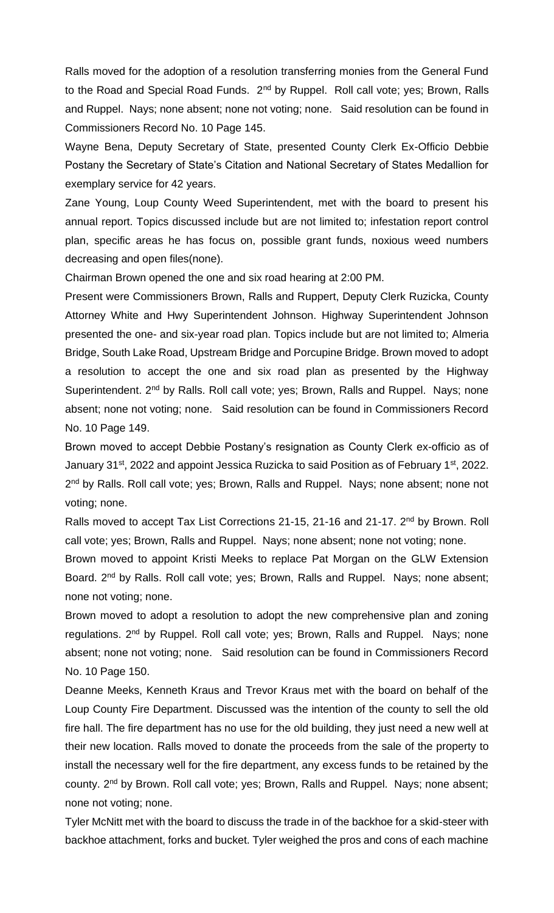Ralls moved for the adoption of a resolution transferring monies from the General Fund to the Road and Special Road Funds. 2nd by Ruppel. Roll call vote; yes; Brown, Ralls and Ruppel. Nays; none absent; none not voting; none. Said resolution can be found in Commissioners Record No. 10 Page 145.

Wayne Bena, Deputy Secretary of State, presented County Clerk Ex-Officio Debbie Postany the Secretary of State's Citation and National Secretary of States Medallion for exemplary service for 42 years.

Zane Young, Loup County Weed Superintendent, met with the board to present his annual report. Topics discussed include but are not limited to; infestation report control plan, specific areas he has focus on, possible grant funds, noxious weed numbers decreasing and open files(none).

Chairman Brown opened the one and six road hearing at 2:00 PM.

Present were Commissioners Brown, Ralls and Ruppert, Deputy Clerk Ruzicka, County Attorney White and Hwy Superintendent Johnson. Highway Superintendent Johnson presented the one- and six-year road plan. Topics include but are not limited to; Almeria Bridge, South Lake Road, Upstream Bridge and Porcupine Bridge. Brown moved to adopt a resolution to accept the one and six road plan as presented by the Highway Superintendent. 2nd by Ralls. Roll call vote; yes; Brown, Ralls and Ruppel. Nays; none absent; none not voting; none. Said resolution can be found in Commissioners Record No. 10 Page 149.

Brown moved to accept Debbie Postany's resignation as County Clerk ex-officio as of January 31st, 2022 and appoint Jessica Ruzicka to said Position as of February 1st, 2022. 2nd by Ralls. Roll call vote; yes; Brown, Ralls and Ruppel. Nays; none absent; none not voting; none.

Ralls moved to accept Tax List Corrections 21-15, 21-16 and 21-17. 2nd by Brown. Roll call vote; yes; Brown, Ralls and Ruppel. Nays; none absent; none not voting; none.

Brown moved to appoint Kristi Meeks to replace Pat Morgan on the GLW Extension Board. 2nd by Ralls. Roll call vote; yes; Brown, Ralls and Ruppel. Nays; none absent; none not voting; none.

Brown moved to adopt a resolution to adopt the new comprehensive plan and zoning regulations. 2nd by Ruppel. Roll call vote; yes; Brown, Ralls and Ruppel. Nays; none absent; none not voting; none. Said resolution can be found in Commissioners Record No. 10 Page 150.

Deanne Meeks, Kenneth Kraus and Trevor Kraus met with the board on behalf of the Loup County Fire Department. Discussed was the intention of the county to sell the old fire hall. The fire department has no use for the old building, they just need a new well at their new location. Ralls moved to donate the proceeds from the sale of the property to install the necessary well for the fire department, any excess funds to be retained by the county. 2nd by Brown. Roll call vote; yes; Brown, Ralls and Ruppel. Nays; none absent; none not voting; none.

Tyler McNitt met with the board to discuss the trade in of the backhoe for a skid-steer with backhoe attachment, forks and bucket. Tyler weighed the pros and cons of each machine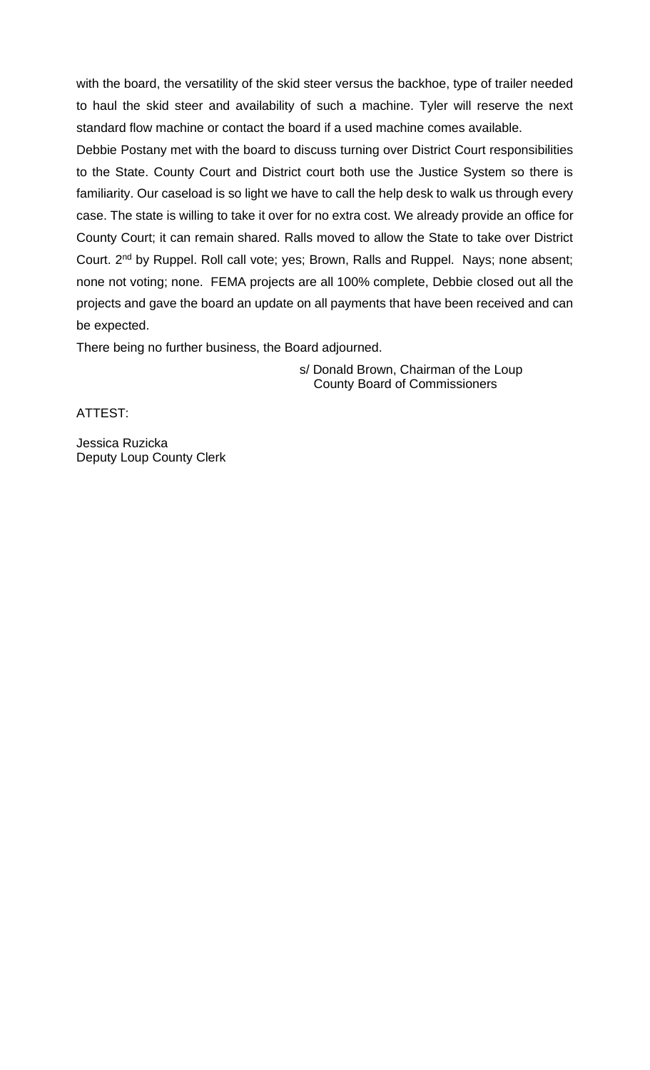with the board, the versatility of the skid steer versus the backhoe, type of trailer needed to haul the skid steer and availability of such a machine. Tyler will reserve the next standard flow machine or contact the board if a used machine comes available.

Debbie Postany met with the board to discuss turning over District Court responsibilities to the State. County Court and District court both use the Justice System so there is familiarity. Our caseload is so light we have to call the help desk to walk us through every case. The state is willing to take it over for no extra cost. We already provide an office for County Court; it can remain shared. Ralls moved to allow the State to take over District Court. 2nd by Ruppel. Roll call vote; yes; Brown, Ralls and Ruppel. Nays; none absent; none not voting; none. FEMA projects are all 100% complete, Debbie closed out all the projects and gave the board an update on all payments that have been received and can be expected.

There being no further business, the Board adjourned.

s/ Donald Brown, Chairman of the Loup
County Board of Commissioners

ATTEST:

Jessica Ruzicka
Deputy Loup County Clerk